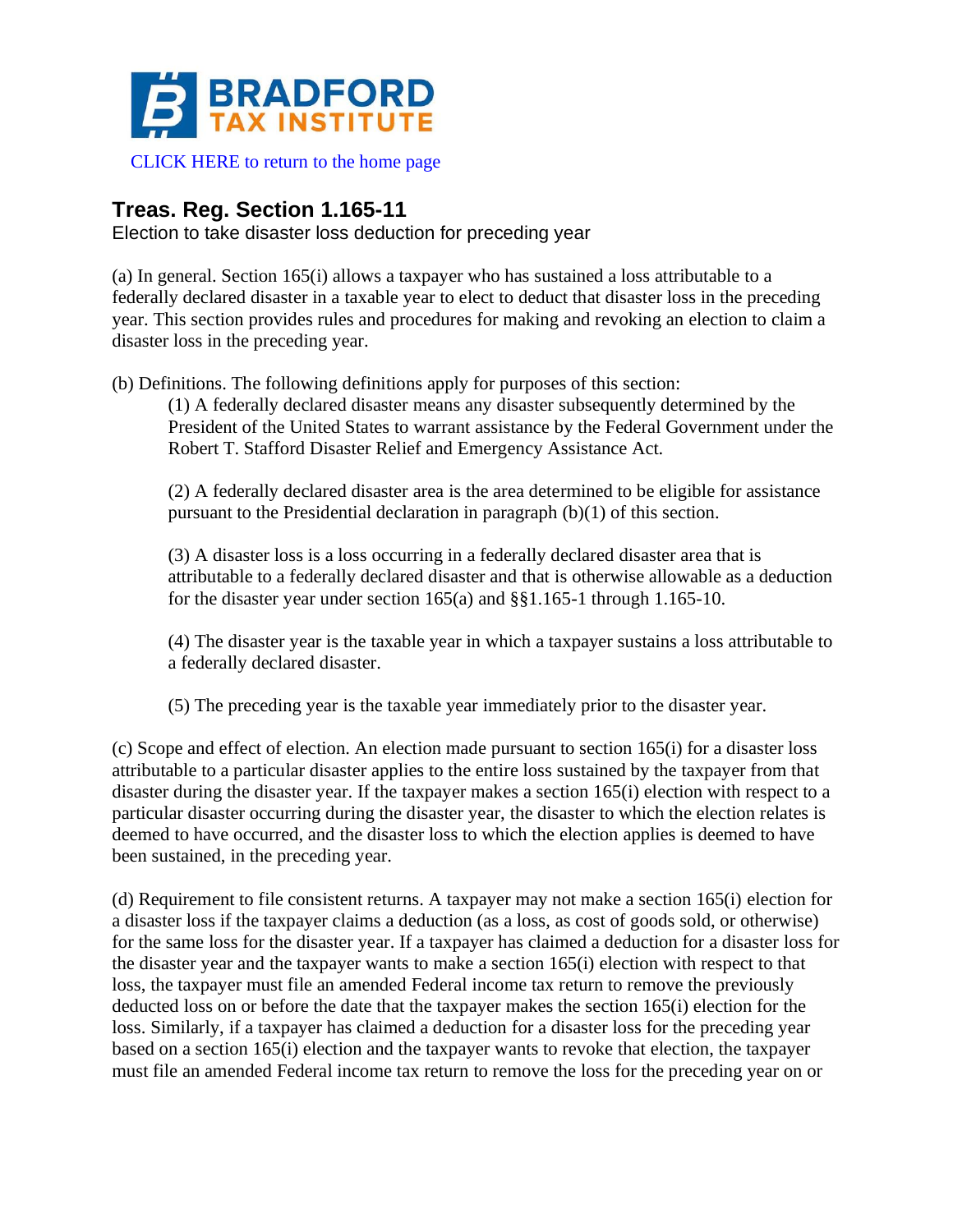# BRADFORD TAX INSTITUTE

CLICK HERE to return to the home page

## Treas. Reg. Section 1.165-11

Election to take disaster loss deduction for preceding year

(a) In general. Section 165(i) allows a taxpayer who has sustained a loss attributable to a federally declared disaster in a taxable year to elect to deduct that disaster loss in the preceding year. This section provides rules and procedures for making and revoking an election to claim a disaster loss in the preceding year.

(b) Definitions. The following definitions apply for purposes of this section:

> (1) A federally declared disaster means any disaster subsequently determined by the President of the United States to warrant assistance by the Federal Government under the Robert T. Stafford Disaster Relief and Emergency Assistance Act.
>
> (2) A federally declared disaster area is the area determined to be eligible for assistance pursuant to the Presidential declaration in paragraph (b)(1) of this section.
>
> (3) A disaster loss is a loss occurring in a federally declared disaster area that is attributable to a federally declared disaster and that is otherwise allowable as a deduction for the disaster year under section 165(a) and §§1.165-1 through 1.165-10.
>
> (4) The disaster year is the taxable year in which a taxpayer sustains a loss attributable to a federally declared disaster.
>
> (5) The preceding year is the taxable year immediately prior to the disaster year.

(c) Scope and effect of election. An election made pursuant to section 165(i) for a disaster loss attributable to a particular disaster applies to the entire loss sustained by the taxpayer from that disaster during the disaster year. If the taxpayer makes a section 165(i) election with respect to a particular disaster occurring during the disaster year, the disaster to which the election relates is deemed to have occurred, and the disaster loss to which the election applies is deemed to have been sustained, in the preceding year.

(d) Requirement to file consistent returns. A taxpayer may not make a section 165(i) election for a disaster loss if the taxpayer claims a deduction (as a loss, as cost of goods sold, or otherwise) for the same loss for the disaster year. If a taxpayer has claimed a deduction for a disaster loss for the disaster year and the taxpayer wants to make a section 165(i) election with respect to that loss, the taxpayer must file an amended Federal income tax return to remove the previously deducted loss on or before the date that the taxpayer makes the section 165(i) election for the loss. Similarly, if a taxpayer has claimed a deduction for a disaster loss for the preceding year based on a section 165(i) election and the taxpayer wants to revoke that election, the taxpayer must file an amended Federal income tax return to remove the loss for the preceding year on or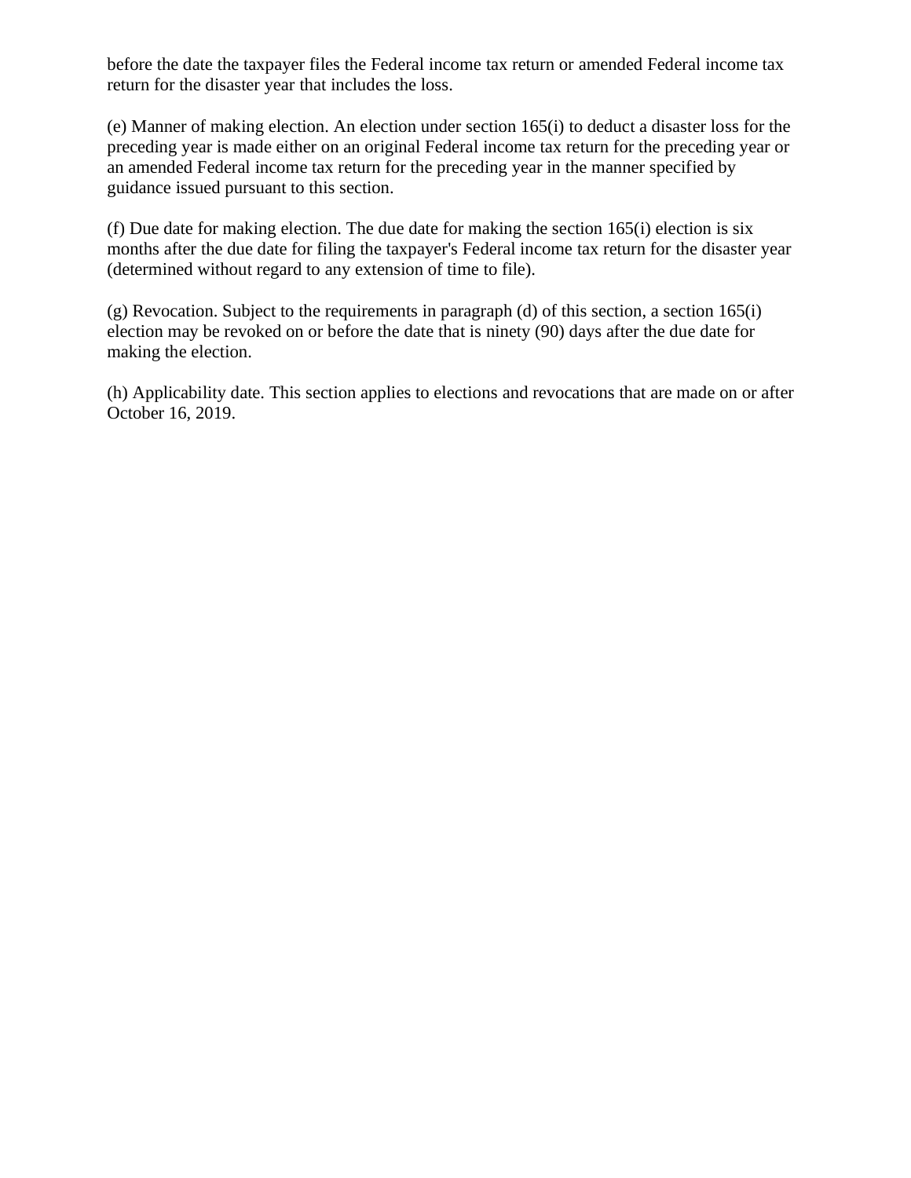before the date the taxpayer files the Federal income tax return or amended Federal income tax return for the disaster year that includes the loss.

(e) Manner of making election. An election under section 165(i) to deduct a disaster loss for the preceding year is made either on an original Federal income tax return for the preceding year or an amended Federal income tax return for the preceding year in the manner specified by guidance issued pursuant to this section.

(f) Due date for making election. The due date for making the section 165(i) election is six months after the due date for filing the taxpayer's Federal income tax return for the disaster year (determined without regard to any extension of time to file).

(g) Revocation. Subject to the requirements in paragraph (d) of this section, a section 165(i) election may be revoked on or before the date that is ninety (90) days after the due date for making the election.

(h) Applicability date. This section applies to elections and revocations that are made on or after October 16, 2019.